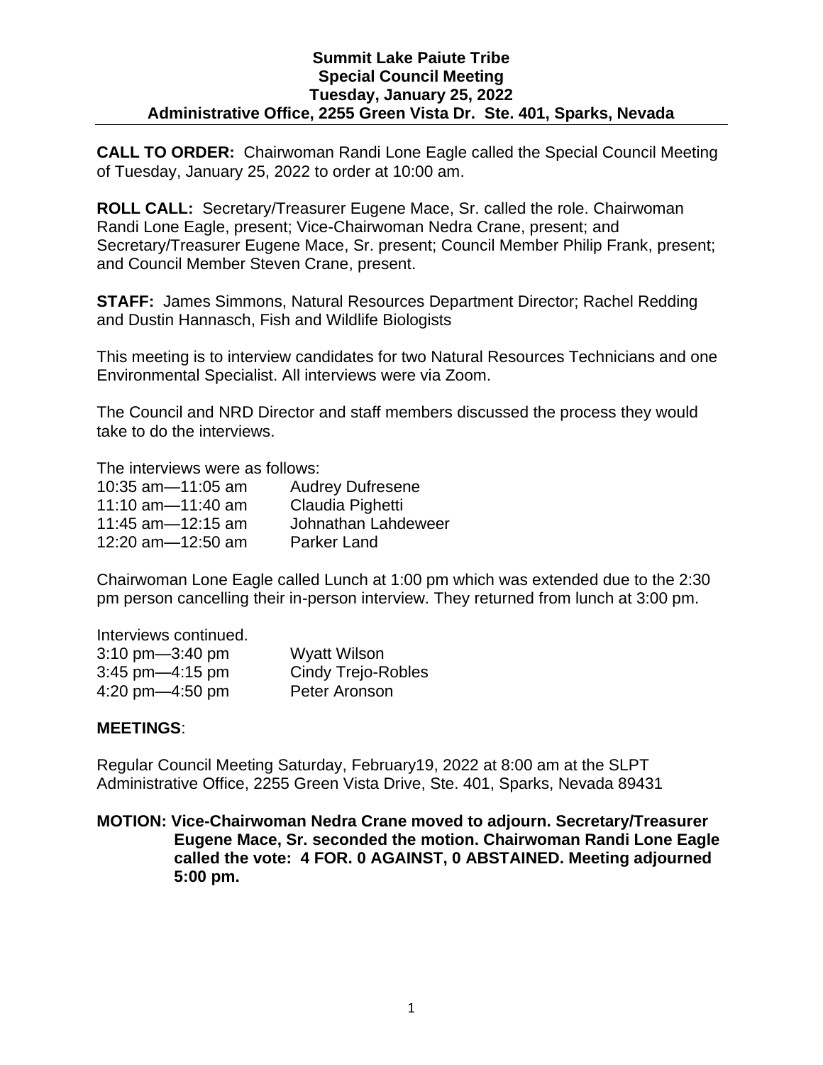**Summit Lake Paiute Tribe**
**Special Council Meeting**
**Tuesday, January 25, 2022**
**Administrative Office, 2255 Green Vista Dr. Ste. 401, Sparks, Nevada**

**CALL TO ORDER:** Chairwoman Randi Lone Eagle called the Special Council Meeting of Tuesday, January 25, 2022 to order at 10:00 am.

**ROLL CALL:** Secretary/Treasurer Eugene Mace, Sr. called the role. Chairwoman Randi Lone Eagle, present; Vice-Chairwoman Nedra Crane, present; and Secretary/Treasurer Eugene Mace, Sr. present; Council Member Philip Frank, present; and Council Member Steven Crane, present.

**STAFF:** James Simmons, Natural Resources Department Director; Rachel Redding and Dustin Hannasch, Fish and Wildlife Biologists

This meeting is to interview candidates for two Natural Resources Technicians and one Environmental Specialist. All interviews were via Zoom.

The Council and NRD Director and staff members discussed the process they would take to do the interviews.

The interviews were as follows:

10:35 am—11:05 am Audrey Dufresene
11:10 am—11:40 am Claudia Pighetti
11:45 am—12:15 am Johnathan Lahdeweer
12:20 am—12:50 am Parker Land

Chairwoman Lone Eagle called Lunch at 1:00 pm which was extended due to the 2:30 pm person cancelling their in-person interview. They returned from lunch at 3:00 pm.

Interviews continued.

3:10 pm—3:40 pm Wyatt Wilson
3:45 pm—4:15 pm Cindy Trejo-Robles
4:20 pm—4:50 pm Peter Aronson

**MEETINGS**:

Regular Council Meeting Saturday, February19, 2022 at 8:00 am at the SLPT Administrative Office, 2255 Green Vista Drive, Ste. 401, Sparks, Nevada 89431

**MOTION: Vice-Chairwoman Nedra Crane moved to adjourn. Secretary/Treasurer Eugene Mace, Sr. seconded the motion. Chairwoman Randi Lone Eagle called the vote: 4 FOR. 0 AGAINST, 0 ABSTAINED. Meeting adjourned 5:00 pm.**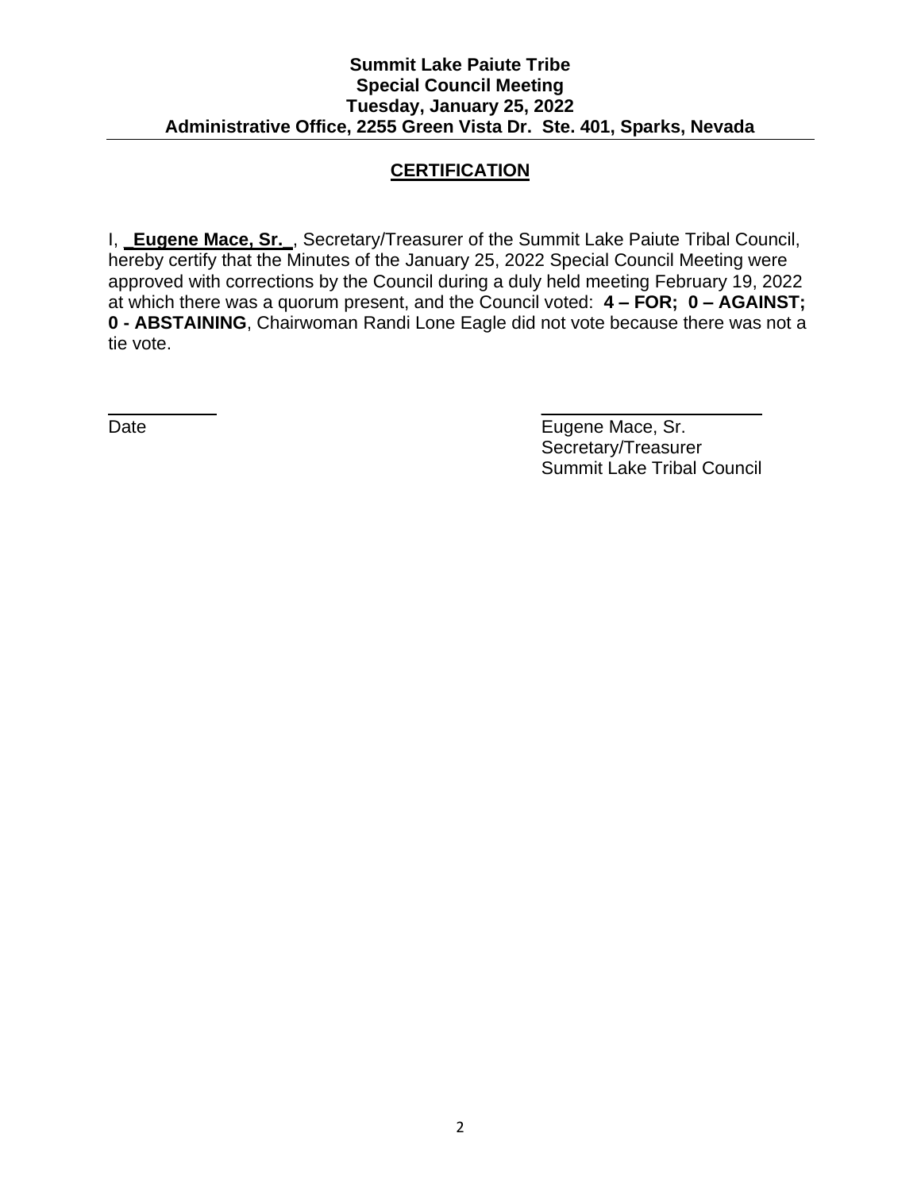**Summit Lake Paiute Tribe**
**Special Council Meeting**
**Tuesday, January 25, 2022**
**Administrative Office, 2255 Green Vista Dr. Ste. 401, Sparks, Nevada**

## CERTIFICATION

I, **_Eugene Mace, Sr._**, Secretary/Treasurer of the Summit Lake Paiute Tribal Council, hereby certify that the Minutes of the January 25, 2022 Special Council Meeting were approved with corrections by the Council during a duly held meeting February 19, 2022 at which there was a quorum present, and the Council voted: **4 – FOR; 0 – AGAINST; 0 - ABSTAINING**, Chairwoman Randi Lone Eagle did not vote because there was not a tie vote.

| | |
|---|---|
| ____________ | ________________________ |
| Date | Eugene Mace, Sr.<br>Secretary/Treasurer<br>Summit Lake Tribal Council |